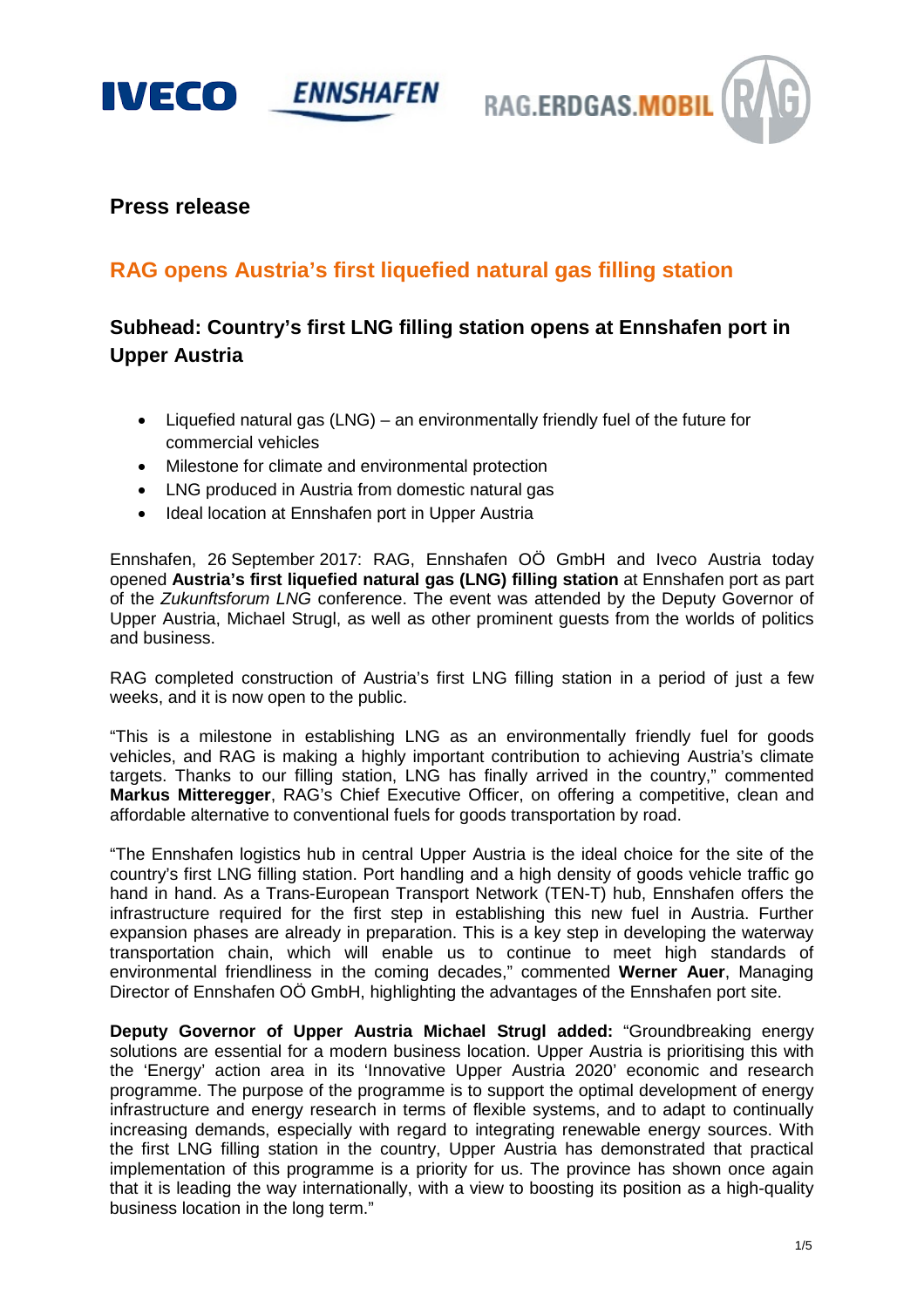**Press release**

## RAG opens Austria's first liquefied natural gas filling station

### Subhead: Country's first LNG filling station opens at Ennshafen port in Upper Austria

- Liquefied natural gas (LNG) – an environmentally friendly fuel of the future for commercial vehicles
- Milestone for climate and environmental protection
- LNG produced in Austria from domestic natural gas
- Ideal location at Ennshafen port in Upper Austria

Ennshafen, 26 September 2017: RAG, Ennshafen OÖ GmbH and Iveco Austria today opened **Austria's first liquefied natural gas (LNG) filling station** at Ennshafen port as part of the *Zukunftsforum LNG* conference. The event was attended by the Deputy Governor of Upper Austria, Michael Strugl, as well as other prominent guests from the worlds of politics and business.

RAG completed construction of Austria's first LNG filling station in a period of just a few weeks, and it is now open to the public.

"This is a milestone in establishing LNG as an environmentally friendly fuel for goods vehicles, and RAG is making a highly important contribution to achieving Austria's climate targets. Thanks to our filling station, LNG has finally arrived in the country," commented **Markus Mitteregger**, RAG's Chief Executive Officer, on offering a competitive, clean and affordable alternative to conventional fuels for goods transportation by road.

"The Ennshafen logistics hub in central Upper Austria is the ideal choice for the site of the country's first LNG filling station. Port handling and a high density of goods vehicle traffic go hand in hand. As a Trans-European Transport Network (TEN-T) hub, Ennshafen offers the infrastructure required for the first step in establishing this new fuel in Austria. Further expansion phases are already in preparation. This is a key step in developing the waterway transportation chain, which will enable us to continue to meet high standards of environmental friendliness in the coming decades," commented **Werner Auer**, Managing Director of Ennshafen OÖ GmbH, highlighting the advantages of the Ennshafen port site.

**Deputy Governor of Upper Austria Michael Strugl added:** "Groundbreaking energy solutions are essential for a modern business location. Upper Austria is prioritising this with the 'Energy' action area in its 'Innovative Upper Austria 2020' economic and research programme. The purpose of the programme is to support the optimal development of energy infrastructure and energy research in terms of flexible systems, and to adapt to continually increasing demands, especially with regard to integrating renewable energy sources. With the first LNG filling station in the country, Upper Austria has demonstrated that practical implementation of this programme is a priority for us. The province has shown once again that it is leading the way internationally, with a view to boosting its position as a high-quality business location in the long term."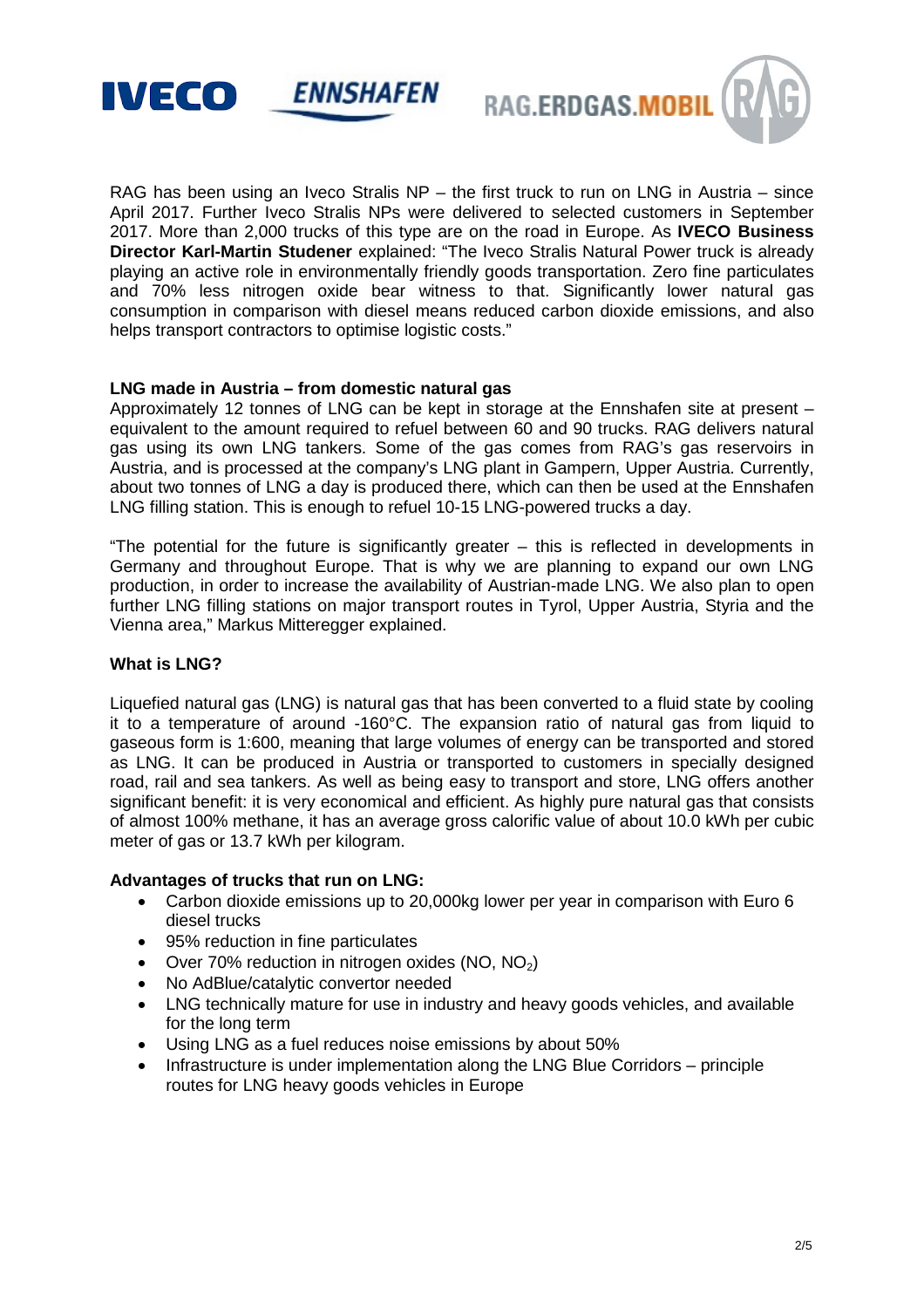RAG has been using an Iveco Stralis NP – the first truck to run on LNG in Austria – since April 2017. Further Iveco Stralis NPs were delivered to selected customers in September 2017. More than 2,000 trucks of this type are on the road in Europe. As **IVECO Business Director Karl-Martin Studener** explained: "The Iveco Stralis Natural Power truck is already playing an active role in environmentally friendly goods transportation. Zero fine particulates and 70% less nitrogen oxide bear witness to that. Significantly lower natural gas consumption in comparison with diesel means reduced carbon dioxide emissions, and also helps transport contractors to optimise logistic costs."

**LNG made in Austria – from domestic natural gas**

Approximately 12 tonnes of LNG can be kept in storage at the Ennshafen site at present – equivalent to the amount required to refuel between 60 and 90 trucks. RAG delivers natural gas using its own LNG tankers. Some of the gas comes from RAG's gas reservoirs in Austria, and is processed at the company's LNG plant in Gampern, Upper Austria. Currently, about two tonnes of LNG a day is produced there, which can then be used at the Ennshafen LNG filling station. This is enough to refuel 10-15 LNG-powered trucks a day.

"The potential for the future is significantly greater – this is reflected in developments in Germany and throughout Europe. That is why we are planning to expand our own LNG production, in order to increase the availability of Austrian-made LNG. We also plan to open further LNG filling stations on major transport routes in Tyrol, Upper Austria, Styria and the Vienna area," Markus Mitteregger explained.

**What is LNG?**

Liquefied natural gas (LNG) is natural gas that has been converted to a fluid state by cooling it to a temperature of around -160°C. The expansion ratio of natural gas from liquid to gaseous form is 1:600, meaning that large volumes of energy can be transported and stored as LNG. It can be produced in Austria or transported to customers in specially designed road, rail and sea tankers. As well as being easy to transport and store, LNG offers another significant benefit: it is very economical and efficient. As highly pure natural gas that consists of almost 100% methane, it has an average gross calorific value of about 10.0 kWh per cubic meter of gas or 13.7 kWh per kilogram.

**Advantages of trucks that run on LNG:**

- Carbon dioxide emissions up to 20,000kg lower per year in comparison with Euro 6 diesel trucks
- 95% reduction in fine particulates
- Over 70% reduction in nitrogen oxides (NO, $NO_2$)
- No AdBlue/catalytic convertor needed
- LNG technically mature for use in industry and heavy goods vehicles, and available for the long term
- Using LNG as a fuel reduces noise emissions by about 50%
- Infrastructure is under implementation along the LNG Blue Corridors – principle routes for LNG heavy goods vehicles in Europe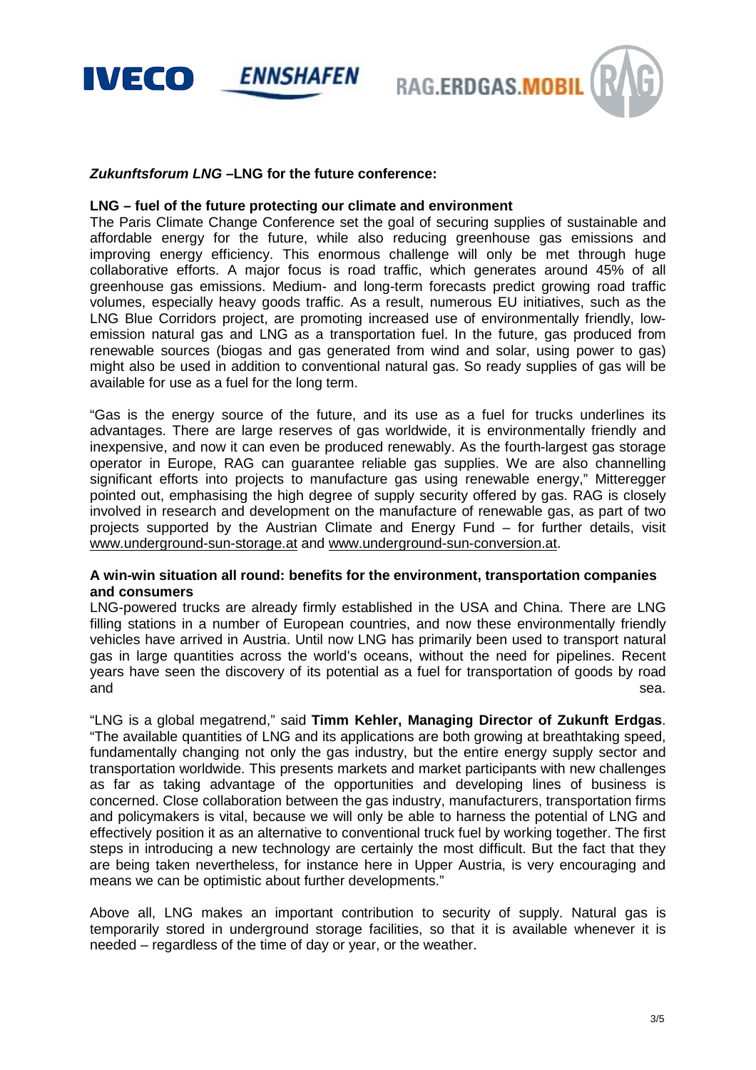***Zukunftsforum LNG* –LNG for the future conference:**

**LNG – fuel of the future protecting our climate and environment**

The Paris Climate Change Conference set the goal of securing supplies of sustainable and affordable energy for the future, while also reducing greenhouse gas emissions and improving energy efficiency. This enormous challenge will only be met through huge collaborative efforts. A major focus is road traffic, which generates around 45% of all greenhouse gas emissions. Medium- and long-term forecasts predict growing road traffic volumes, especially heavy goods traffic. As a result, numerous EU initiatives, such as the LNG Blue Corridors project, are promoting increased use of environmentally friendly, low-emission natural gas and LNG as a transportation fuel. In the future, gas produced from renewable sources (biogas and gas generated from wind and solar, using power to gas) might also be used in addition to conventional natural gas. So ready supplies of gas will be available for use as a fuel for the long term.

"Gas is the energy source of the future, and its use as a fuel for trucks underlines its advantages. There are large reserves of gas worldwide, it is environmentally friendly and inexpensive, and now it can even be produced renewably. As the fourth-largest gas storage operator in Europe, RAG can guarantee reliable gas supplies. We are also channelling significant efforts into projects to manufacture gas using renewable energy," Mitteregger pointed out, emphasising the high degree of supply security offered by gas. RAG is closely involved in research and development on the manufacture of renewable gas, as part of two projects supported by the Austrian Climate and Energy Fund – for further details, visit www.underground-sun-storage.at and www.underground-sun-conversion.at.

**A win-win situation all round: benefits for the environment, transportation companies and consumers**

LNG-powered trucks are already firmly established in the USA and China. There are LNG filling stations in a number of European countries, and now these environmentally friendly vehicles have arrived in Austria. Until now LNG has primarily been used to transport natural gas in large quantities across the world's oceans, without the need for pipelines. Recent years have seen the discovery of its potential as a fuel for transportation of goods by road and sea.

"LNG is a global megatrend," said **Timm Kehler, Managing Director of Zukunft Erdgas**. "The available quantities of LNG and its applications are both growing at breathtaking speed, fundamentally changing not only the gas industry, but the entire energy supply sector and transportation worldwide. This presents markets and market participants with new challenges as far as taking advantage of the opportunities and developing lines of business is concerned. Close collaboration between the gas industry, manufacturers, transportation firms and policymakers is vital, because we will only be able to harness the potential of LNG and effectively position it as an alternative to conventional truck fuel by working together. The first steps in introducing a new technology are certainly the most difficult. But the fact that they are being taken nevertheless, for instance here in Upper Austria, is very encouraging and means we can be optimistic about further developments."

Above all, LNG makes an important contribution to security of supply. Natural gas is temporarily stored in underground storage facilities, so that it is available whenever it is needed – regardless of the time of day or year, or the weather.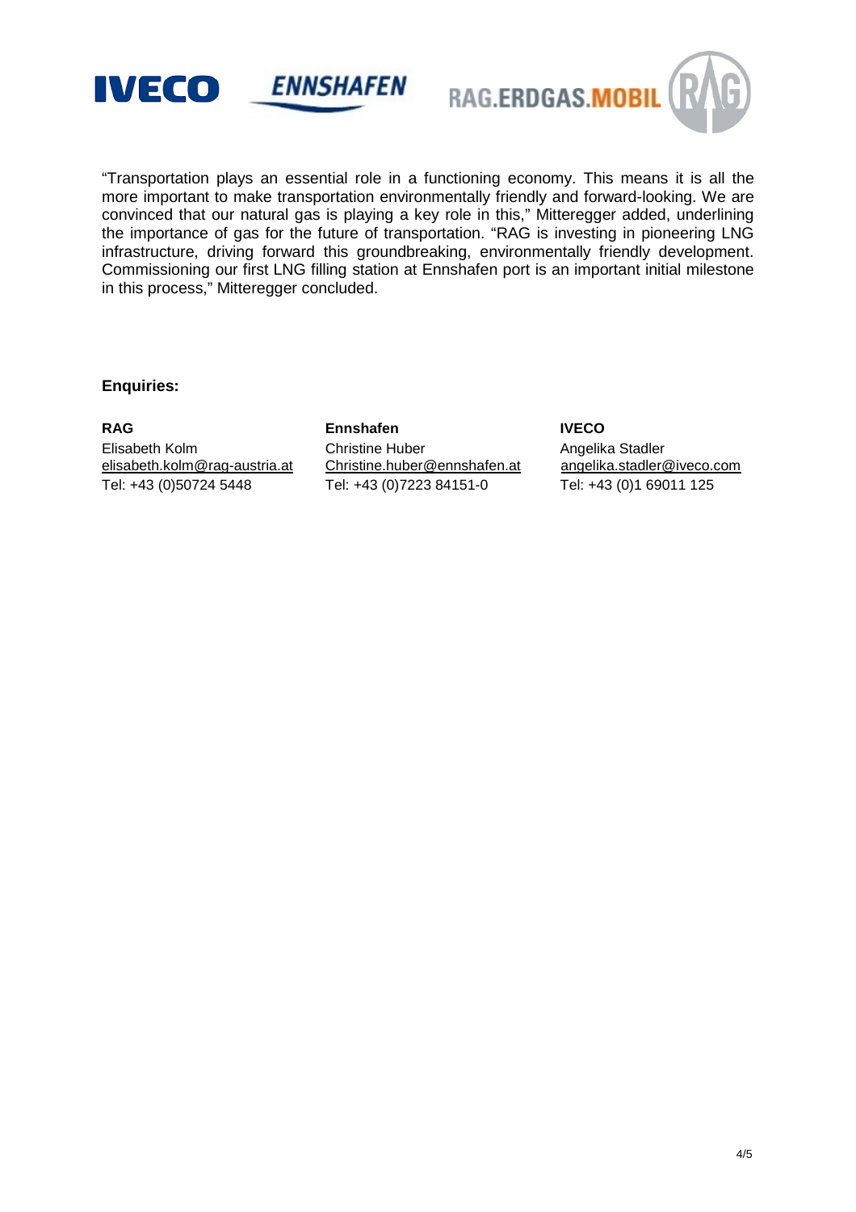"Transportation plays an essential role in a functioning economy. This means it is all the more important to make transportation environmentally friendly and forward-looking. We are convinced that our natural gas is playing a key role in this," Mitteregger added, underlining the importance of gas for the future of transportation. "RAG is investing in pioneering LNG infrastructure, driving forward this groundbreaking, environmentally friendly development. Commissioning our first LNG filling station at Ennshafen port is an important initial milestone in this process," Mitteregger concluded.

**Enquiries:**

**RAG**
Elisabeth Kolm
elisabeth.kolm@rag-austria.at
Tel: +43 (0)50724 5448

**Ennshafen**
Christine Huber
Christine.huber@ennshafen.at
Tel: +43 (0)7223 84151-0

**IVECO**
Angelika Stadler
angelika.stadler@iveco.com
Tel: +43 (0)1 69011 125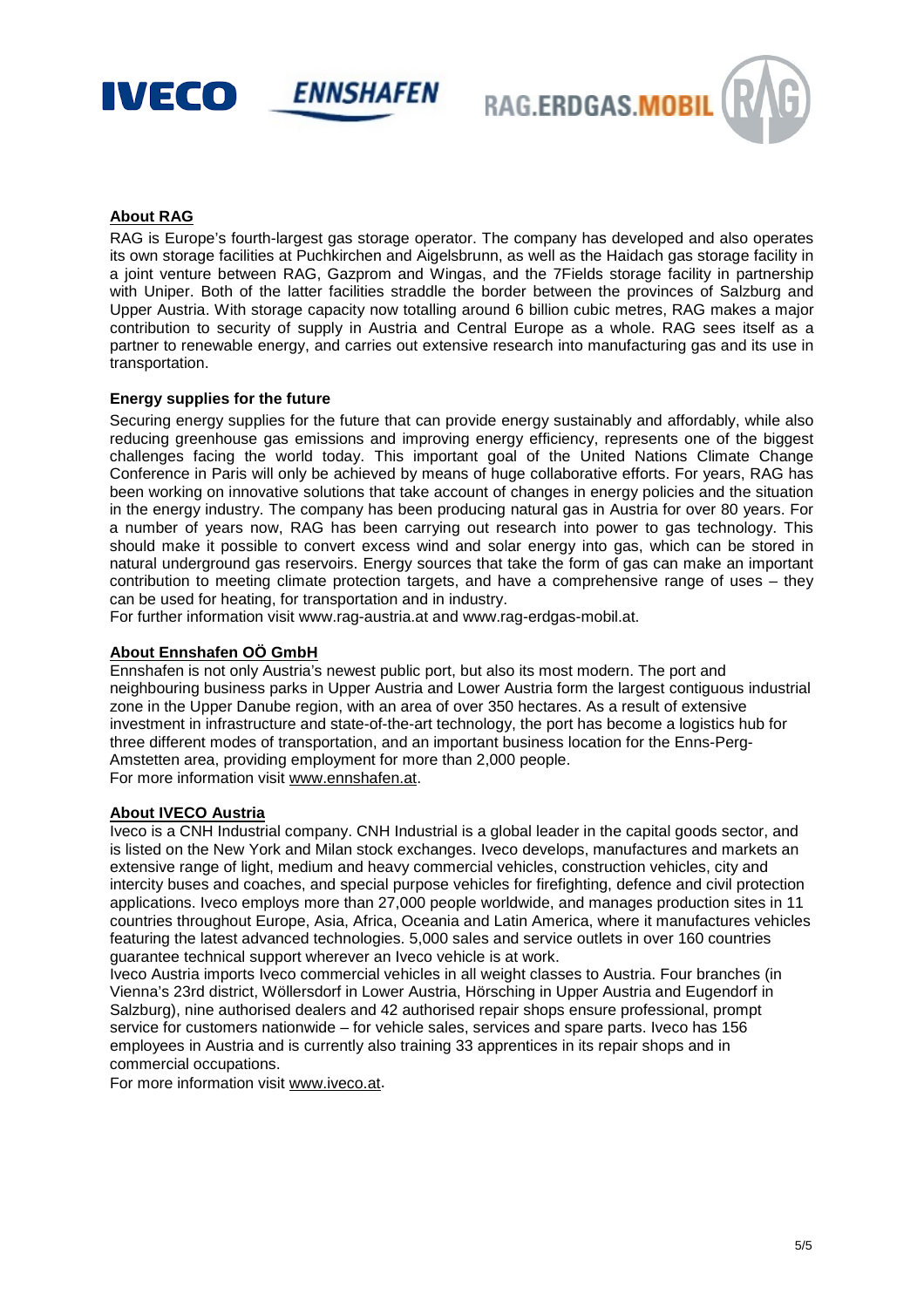## About RAG

RAG is Europe's fourth-largest gas storage operator. The company has developed and also operates its own storage facilities at Puchkirchen and Aigelsbrunn, as well as the Haidach gas storage facility in a joint venture between RAG, Gazprom and Wingas, and the 7Fields storage facility in partnership with Uniper. Both of the latter facilities straddle the border between the provinces of Salzburg and Upper Austria. With storage capacity now totalling around 6 billion cubic metres, RAG makes a major contribution to security of supply in Austria and Central Europe as a whole. RAG sees itself as a partner to renewable energy, and carries out extensive research into manufacturing gas and its use in transportation.

### Energy supplies for the future

Securing energy supplies for the future that can provide energy sustainably and affordably, while also reducing greenhouse gas emissions and improving energy efficiency, represents one of the biggest challenges facing the world today. This important goal of the United Nations Climate Change Conference in Paris will only be achieved by means of huge collaborative efforts. For years, RAG has been working on innovative solutions that take account of changes in energy policies and the situation in the energy industry. The company has been producing natural gas in Austria for over 80 years. For a number of years now, RAG has been carrying out research into power to gas technology. This should make it possible to convert excess wind and solar energy into gas, which can be stored in natural underground gas reservoirs. Energy sources that take the form of gas can make an important contribution to meeting climate protection targets, and have a comprehensive range of uses – they can be used for heating, for transportation and in industry.

For further information visit www.rag-austria.at and www.rag-erdgas-mobil.at.

## About Ennshafen OÖ GmbH

Ennshafen is not only Austria's newest public port, but also its most modern. The port and neighbouring business parks in Upper Austria and Lower Austria form the largest contiguous industrial zone in the Upper Danube region, with an area of over 350 hectares. As a result of extensive investment in infrastructure and state-of-the-art technology, the port has become a logistics hub for three different modes of transportation, and an important business location for the Enns-Perg-Amstetten area, providing employment for more than 2,000 people.

For more information visit www.ennshafen.at.

## About IVECO Austria

Iveco is a CNH Industrial company. CNH Industrial is a global leader in the capital goods sector, and is listed on the New York and Milan stock exchanges. Iveco develops, manufactures and markets an extensive range of light, medium and heavy commercial vehicles, construction vehicles, city and intercity buses and coaches, and special purpose vehicles for firefighting, defence and civil protection applications. Iveco employs more than 27,000 people worldwide, and manages production sites in 11 countries throughout Europe, Asia, Africa, Oceania and Latin America, where it manufactures vehicles featuring the latest advanced technologies. 5,000 sales and service outlets in over 160 countries guarantee technical support wherever an Iveco vehicle is at work.

Iveco Austria imports Iveco commercial vehicles in all weight classes to Austria. Four branches (in Vienna's 23rd district, Wöllersdorf in Lower Austria, Hörsching in Upper Austria and Eugendorf in Salzburg), nine authorised dealers and 42 authorised repair shops ensure professional, prompt service for customers nationwide – for vehicle sales, services and spare parts. Iveco has 156 employees in Austria and is currently also training 33 apprentices in its repair shops and in commercial occupations.

For more information visit www.iveco.at.